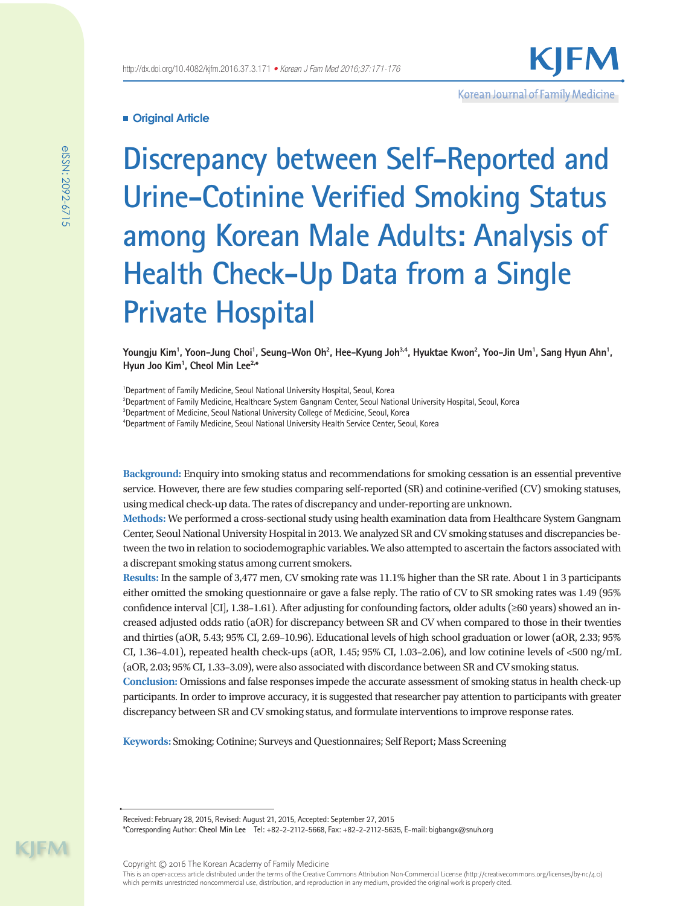**Original Article**

# Discrepancy between Self-Reported and Urine-Cotinine Verified Smoking Status among Korean Male Adults: Analysis of Health Check-Up Data from a Single Private Hospital

**Youngju Kim[1], Yoon-Jung Choi[1], Seung-Won Oh[2], Hee-Kyung Joh[3,4], Hyuktae Kwon[2], Yoo-Jin Um[1], Sang Hyun Ahn[1], Hyun Joo Kim[1], Cheol Min Lee[2,*]**

[1]Department of Family Medicine, Seoul National University Hospital, Seoul, Korea
[2]Department of Family Medicine, Healthcare System Gangnam Center, Seoul National University Hospital, Seoul, Korea
[3]Department of Medicine, Seoul National University College of Medicine, Seoul, Korea
[4]Department of Family Medicine, Seoul National University Health Service Center, Seoul, Korea

**Background:** Enquiry into smoking status and recommendations for smoking cessation is an essential preventive service. However, there are few studies comparing self-reported (SR) and cotinine-verified (CV) smoking statuses, using medical check-up data. The rates of discrepancy and under-reporting are unknown.

**Methods:** We performed a cross-sectional study using health examination data from Healthcare System Gangnam Center, Seoul National University Hospital in 2013. We analyzed SR and CV smoking statuses and discrepancies between the two in relation to sociodemographic variables. We also attempted to ascertain the factors associated with a discrepant smoking status among current smokers.

**Results:** In the sample of 3,477 men, CV smoking rate was 11.1% higher than the SR rate. About 1 in 3 participants either omitted the smoking questionnaire or gave a false reply. The ratio of CV to SR smoking rates was 1.49 (95% confidence interval [CI], 1.38–1.61). After adjusting for confounding factors, older adults (≥60 years) showed an increased adjusted odds ratio (aOR) for discrepancy between SR and CV when compared to those in their twenties and thirties (aOR, 5.43; 95% CI, 2.69–10.96). Educational levels of high school graduation or lower (aOR, 2.33; 95% CI, 1.36–4.01), repeated health check-ups (aOR, 1.45; 95% CI, 1.03–2.06), and low cotinine levels of <500 ng/mL (aOR, 2.03; 95% CI, 1.33–3.09), were also associated with discordance between SR and CV smoking status.

**Conclusion:** Omissions and false responses impede the accurate assessment of smoking status in health check-up participants. In order to improve accuracy, it is suggested that researcher pay attention to participants with greater discrepancy between SR and CV smoking status, and formulate interventions to improve response rates.

**Keywords:** Smoking; Cotinine; Surveys and Questionnaires; Self Report; Mass Screening

Received: February 28, 2015, Revised: August 21, 2015, Accepted: September 27, 2015
*Corresponding Author: **Cheol Min Lee** Tel: +82-2-2112-5668, Fax: +82-2-2112-5635, E-mail: bigbangx@snuh.org

Copyright © 2016 The Korean Academy of Family Medicine
This is an open-access article distributed under the terms of the Creative Commons Attribution Non-Commercial License (http://creativecommons.org/licenses/by-nc/4.0) which permits unrestricted noncommercial use, distribution, and reproduction in any medium, provided the original work is properly cited.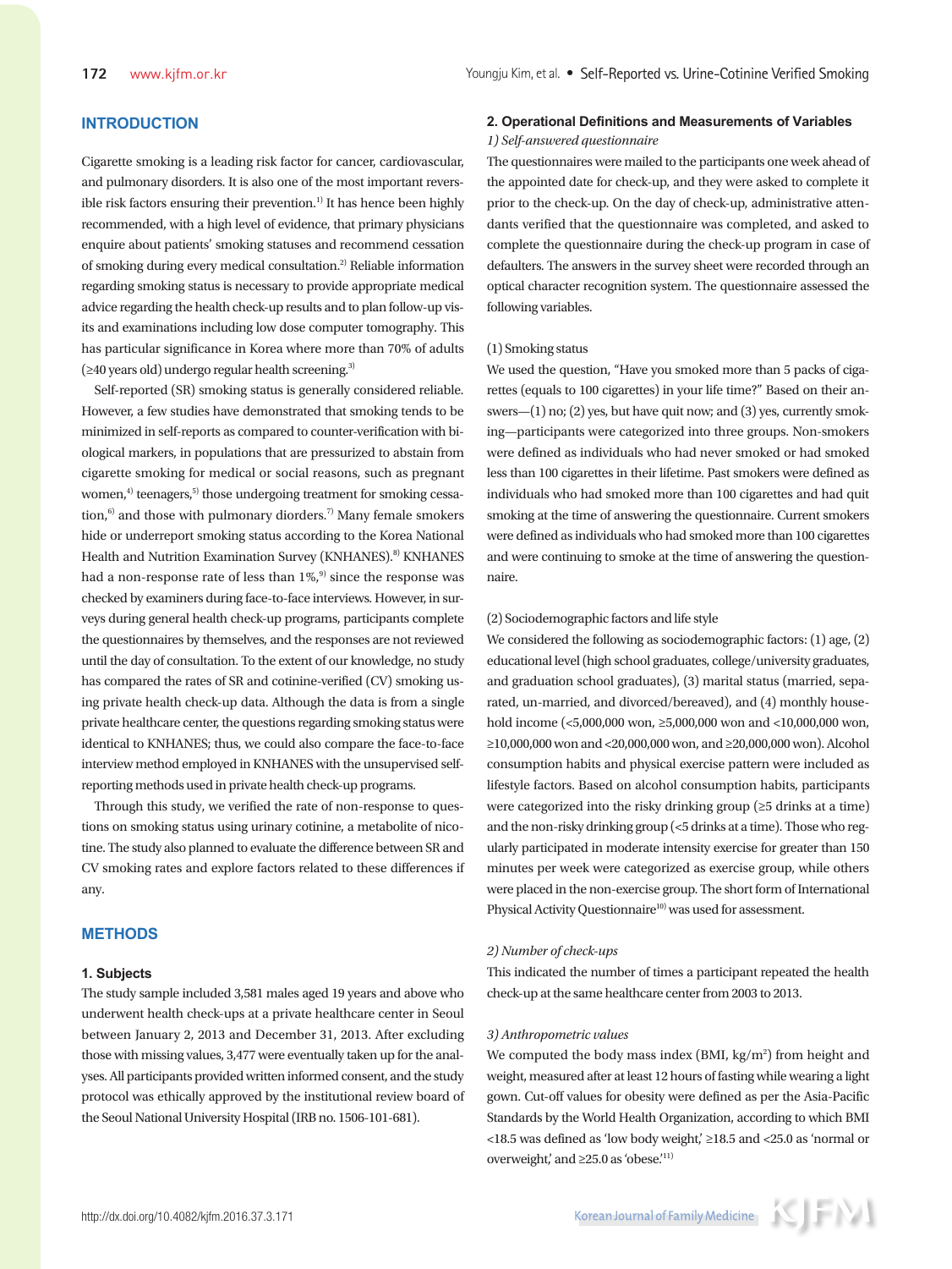## INTRODUCTION

Cigarette smoking is a leading risk factor for cancer, cardiovascular, and pulmonary disorders. It is also one of the most important reversible risk factors ensuring their prevention.[1] It has hence been highly recommended, with a high level of evidence, that primary physicians enquire about patients' smoking statuses and recommend cessation of smoking during every medical consultation.[2] Reliable information regarding smoking status is necessary to provide appropriate medical advice regarding the health check-up results and to plan follow-up visits and examinations including low dose computer tomography. This has particular significance in Korea where more than 70% of adults (≥40 years old) undergo regular health screening.[3]

Self-reported (SR) smoking status is generally considered reliable. However, a few studies have demonstrated that smoking tends to be minimized in self-reports as compared to counter-verification with biological markers, in populations that are pressurized to abstain from cigarette smoking for medical or social reasons, such as pregnant women,[4] teenagers,[5] those undergoing treatment for smoking cessation,[6] and those with pulmonary diorders.[7] Many female smokers hide or underreport smoking status according to the Korea National Health and Nutrition Examination Survey (KNHANES).[8] KNHANES had a non-response rate of less than 1%,[9] since the response was checked by examiners during face-to-face interviews. However, in surveys during general health check-up programs, participants complete the questionnaires by themselves, and the responses are not reviewed until the day of consultation. To the extent of our knowledge, no study has compared the rates of SR and cotinine-verified (CV) smoking using private health check-up data. Although the data is from a single private healthcare center, the questions regarding smoking status were identical to KNHANES; thus, we could also compare the face-to-face interview method employed in KNHANES with the unsupervised self-reporting methods used in private health check-up programs.

Through this study, we verified the rate of non-response to questions on smoking status using urinary cotinine, a metabolite of nicotine. The study also planned to evaluate the difference between SR and CV smoking rates and explore factors related to these differences if any.

## METHODS

### 1. Subjects

The study sample included 3,581 males aged 19 years and above who underwent health check-ups at a private healthcare center in Seoul between January 2, 2013 and December 31, 2013. After excluding those with missing values, 3,477 were eventually taken up for the analyses. All participants provided written informed consent, and the study protocol was ethically approved by the institutional review board of the Seoul National University Hospital (IRB no. 1506-101-681).

### 2. Operational Definitions and Measurements of Variables

*1) Self-answered questionnaire*

The questionnaires were mailed to the participants one week ahead of the appointed date for check-up, and they were asked to complete it prior to the check-up. On the day of check-up, administrative attendants verified that the questionnaire was completed, and asked to complete the questionnaire during the check-up program in case of defaulters. The answers in the survey sheet were recorded through an optical character recognition system. The questionnaire assessed the following variables.

(1) Smoking status

We used the question, "Have you smoked more than 5 packs of cigarettes (equals to 100 cigarettes) in your life time?" Based on their answers—(1) no; (2) yes, but have quit now; and (3) yes, currently smoking—participants were categorized into three groups. Non-smokers were defined as individuals who had never smoked or had smoked less than 100 cigarettes in their lifetime. Past smokers were defined as individuals who had smoked more than 100 cigarettes and had quit smoking at the time of answering the questionnaire. Current smokers were defined as individuals who had smoked more than 100 cigarettes and were continuing to smoke at the time of answering the questionnaire.

(2) Sociodemographic factors and life style

We considered the following as sociodemographic factors: (1) age, (2) educational level (high school graduates, college/university graduates, and graduation school graduates), (3) marital status (married, separated, un-married, and divorced/bereaved), and (4) monthly household income (<5,000,000 won, ≥5,000,000 won and <10,000,000 won, ≥10,000,000 won and <20,000,000 won, ≥20,000,000 won). Alcohol consumption habits and physical exercise pattern were included as lifestyle factors. Based on alcohol consumption habits, participants were categorized into the risky drinking group (≥5 drinks at a time) and the non-risky drinking group (<5 drinks at a time). Those who regularly participated in moderate intensity exercise for greater than 150 minutes per week were categorized as exercise group, while others were placed in the non-exercise group. The short form of International Physical Activity Questionnaire[10] was used for assessment.

*2) Number of check-ups*

This indicated the number of times a participant repeated the health check-up at the same healthcare center from 2003 to 2013.

*3) Anthropometric values*

We computed the body mass index (BMI, kg/m$^2$) from height and weight, measured after at least 12 hours of fasting while wearing a light gown. Cut-off values for obesity were defined as per the Asia-Pacific Standards by the World Health Organization, according to which BMI <18.5 was defined as 'low body weight,' ≥18.5 and <25.0 as 'normal or overweight,' and ≥25.0 as 'obese.'[11]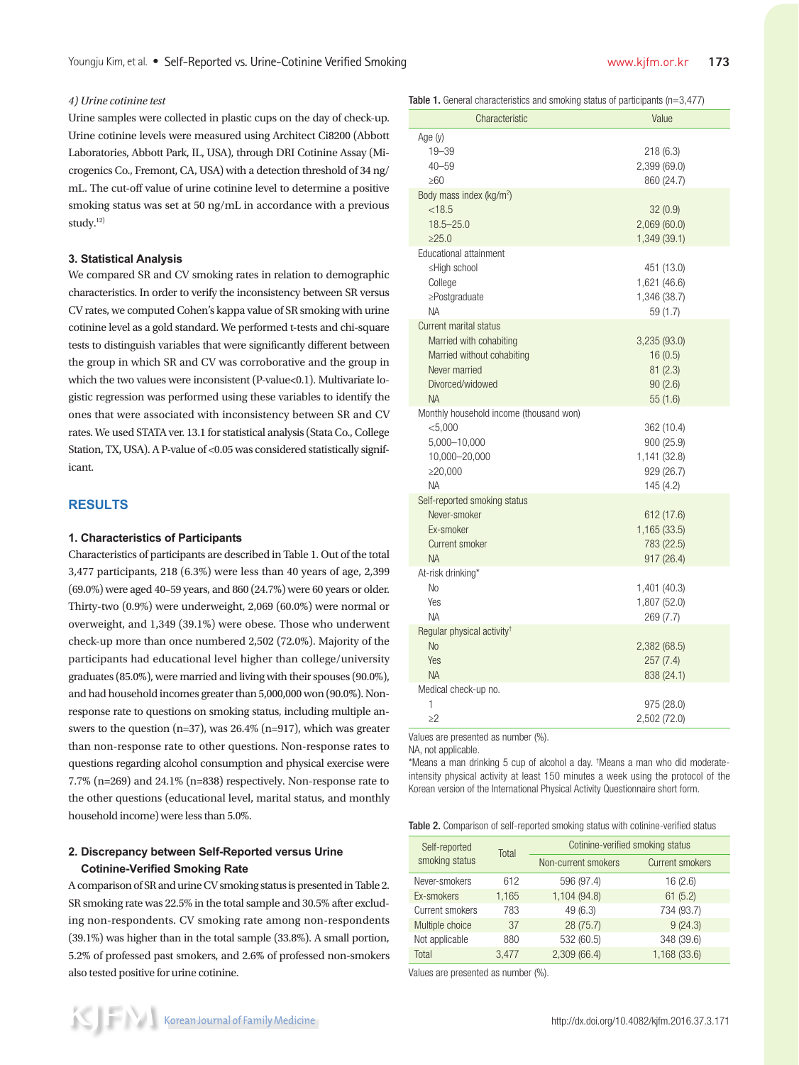*4) Urine cotinine test*

Urine samples were collected in plastic cups on the day of check-up. Urine cotinine levels were measured using Architect Ci8200 (Abbott Laboratories, Abbott Park, IL, USA), through DRI Cotinine Assay (Microgenics Co., Fremont, CA, USA) with a detection threshold of 34 ng/mL. The cut-off value of urine cotinine level to determine a positive smoking status was set at 50 ng/mL in accordance with a previous study.[12]

### 3. Statistical Analysis

We compared SR and CV smoking rates in relation to demographic characteristics. In order to verify the inconsistency between SR versus CV rates, we computed Cohen's kappa value of SR smoking with urine cotinine level as a gold standard. We performed t-tests and chi-square tests to distinguish variables that were significantly different between the group in which SR and CV was corroborative and the group in which the two values were inconsistent (P-value<0.1). Multivariate logistic regression was performed using these variables to identify the ones that were associated with inconsistency between SR and CV rates. We used STATA ver. 13.1 for statistical analysis (Stata Co., College Station, TX, USA). A P-value of <0.05 was considered statistically significant.

## RESULTS

### 1. Characteristics of Participants

Characteristics of participants are described in Table 1. Out of the total 3,477 participants, 218 (6.3%) were less than 40 years of age, 2,399 (69.0%) were aged 40–59 years, and 860 (24.7%) were 60 years or older. Thirty-two (0.9%) were underweight, 2,069 (60.0%) were normal or overweight, and 1,349 (39.1%) were obese. Those who underwent check-up more than once numbered 2,502 (72.0%). Majority of the participants had educational level higher than college/university graduates (85.0%), were married and living with their spouses (90.0%), and had household incomes greater than 5,000,000 won (90.0%). Non-response rate to questions on smoking status, including multiple answers to the question (n=37), was 26.4% (n=917), which was greater than non-response rate to other questions. Non-response rates to questions regarding alcohol consumption and physical exercise were 7.7% (n=269) and 24.1% (n=838) respectively. Non-response rate to the other questions (educational level, marital status, and monthly household income) were less than 5.0%.

### 2. Discrepancy between Self-Reported versus Urine Cotinine-Verified Smoking Rate

A comparison of SR and urine CV smoking status is presented in Table 2. SR smoking rate was 22.5% in the total sample and 30.5% after excluding non-respondents. CV smoking rate among non-respondents (39.1%) was higher than in the total sample (33.8%). A small portion, 5.2% of professed past smokers, and 2.6% of professed non-smokers also tested positive for urine cotinine.

**Table 1.** General characteristics and smoking status of participants (n=3,477)

| Characteristic | Value |
|---|---|
| Age (y) | |
| 19–39 | 218 (6.3) |
| 40–59 | 2,399 (69.0) |
| ≥60 | 860 (24.7) |
| Body mass index (kg/m²) | |
| <18.5 | 32 (0.9) |
| 18.5–25.0 | 2,069 (60.0) |
| ≥25.0 | 1,349 (39.1) |
| Educational attainment | |
| ≤High school | 451 (13.0) |
| College | 1,621 (46.6) |
| ≥Postgraduate | 1,346 (38.7) |
| NA | 59 (1.7) |
| Current marital status | |
| Married with cohabiting | 3,235 (93.0) |
| Married without cohabiting | 16 (0.5) |
| Never married | 81 (2.3) |
| Divorced/widowed | 90 (2.6) |
| NA | 55 (1.6) |
| Monthly household income (thousand won) | |
| <5,000 | 362 (10.4) |
| 5,000–10,000 | 900 (25.9) |
| 10,000–20,000 | 1,141 (32.8) |
| ≥20,000 | 929 (26.7) |
| NA | 145 (4.2) |
| Self-reported smoking status | |
| Never-smoker | 612 (17.6) |
| Ex-smoker | 1,165 (33.5) |
| Current smoker | 783 (22.5) |
| NA | 917 (26.4) |
| At-risk drinking* | |
| No | 1,401 (40.3) |
| Yes | 1,807 (52.0) |
| NA | 269 (7.7) |
| Regular physical activity† | |
| No | 2,382 (68.5) |
| Yes | 257 (7.4) |
| NA | 838 (24.1) |
| Medical check-up no. | |
| 1 | 975 (28.0) |
| ≥2 | 2,502 (72.0) |

Values are presented as number (%).
NA, not applicable.
*Means a man drinking 5 cup of alcohol a day. †Means a man who did moderate-intensity physical activity at least 150 minutes a week using the protocol of the Korean version of the International Physical Activity Questionnaire short form.

**Table 2.** Comparison of self-reported smoking status with cotinine-verified status

| Self-reported smoking status | Total | Cotinine-verified smoking status | |
|---|---|---|---|
| | | Non-current smokers | Current smokers |
| Never-smokers | 612 | 596 (97.4) | 16 (2.6) |
| Ex-smokers | 1,165 | 1,104 (94.8) | 61 (5.2) |
| Current smokers | 783 | 49 (6.3) | 734 (93.7) |
| Multiple choice | 37 | 28 (75.7) | 9 (24.3) |
| Not applicable | 880 | 532 (60.5) | 348 (39.6) |
| Total | 3,477 | 2,309 (66.4) | 1,168 (33.6) |

Values are presented as number (%).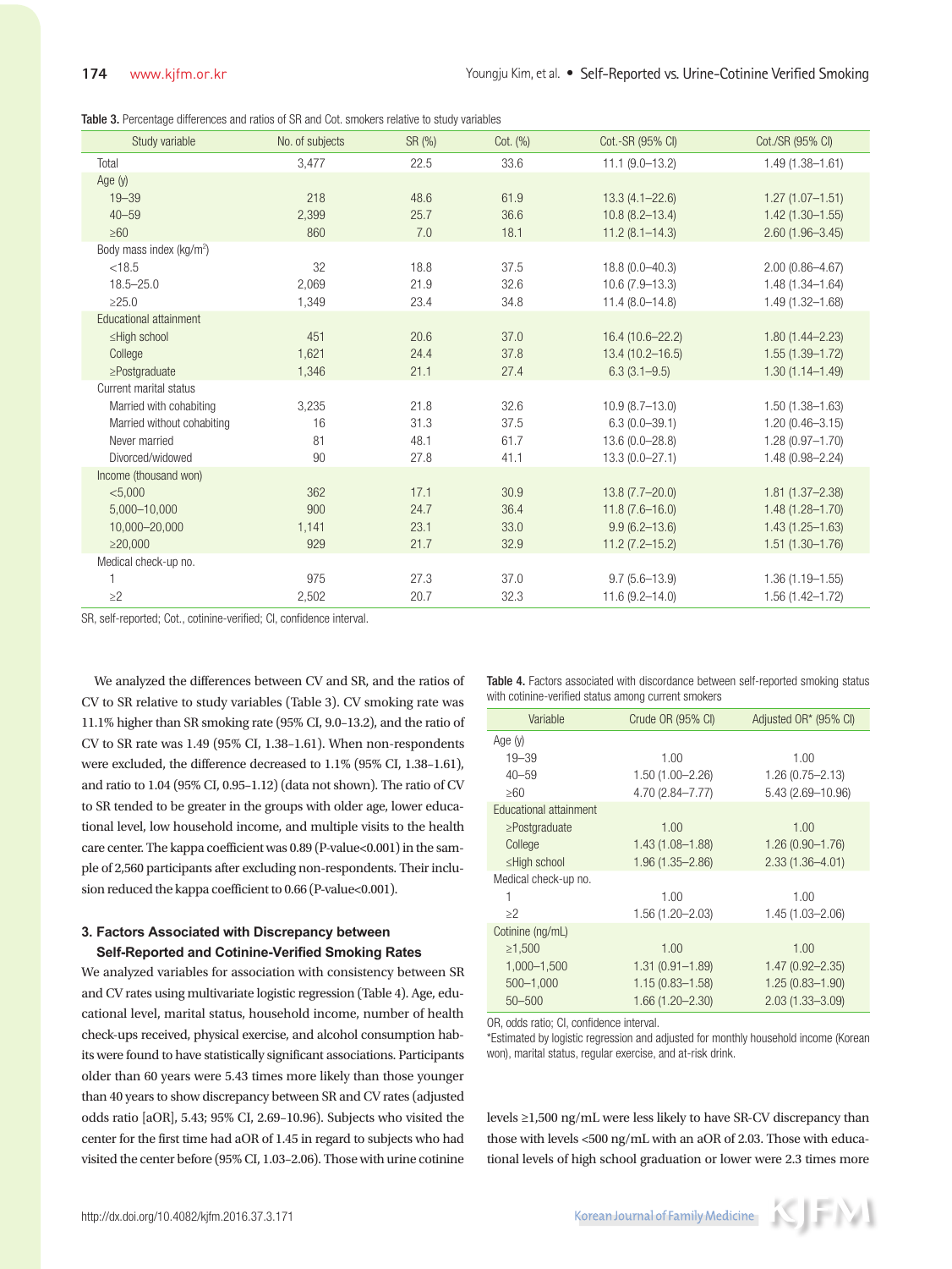**Table 3.** Percentage differences and ratios of SR and Cot. smokers relative to study variables

| Study variable | No. of subjects | SR (%) | Cot. (%) | Cot.-SR (95% CI) | Cot./SR (95% CI) |
|---|---|---|---|---|---|
| Total | 3,477 | 22.5 | 33.6 | 11.1 (9.0–13.2) | 1.49 (1.38–1.61) |
| Age (y) | | | | | |
| 19–39 | 218 | 48.6 | 61.9 | 13.3 (4.1–22.6) | 1.27 (1.07–1.51) |
| 40–59 | 2,399 | 25.7 | 36.6 | 10.8 (8.2–13.4) | 1.42 (1.30–1.55) |
| ≥60 | 860 | 7.0 | 18.1 | 11.2 (8.1–14.3) | 2.60 (1.96–3.45) |
| Body mass index (kg/m$^2$) | | | | | |
| <18.5 | 32 | 18.8 | 37.5 | 18.8 (0.0–40.3) | 2.00 (0.86–4.67) |
| 18.5–25.0 | 2,069 | 21.9 | 32.6 | 10.6 (7.9–13.3) | 1.48 (1.34–1.64) |
| ≥25.0 | 1,349 | 23.4 | 34.8 | 11.4 (8.0–14.8) | 1.49 (1.32–1.68) |
| Educational attainment | | | | | |
| ≤High school | 451 | 20.6 | 37.0 | 16.4 (10.6–22.2) | 1.80 (1.44–2.23) |
| College | 1,621 | 24.4 | 37.8 | 13.4 (10.2–16.5) | 1.55 (1.39–1.72) |
| ≥Postgraduate | 1,346 | 21.1 | 27.4 | 6.3 (3.1–9.5) | 1.30 (1.14–1.49) |
| Current marital status | | | | | |
| Married with cohabiting | 3,235 | 21.8 | 32.6 | 10.9 (8.7–13.0) | 1.50 (1.38–1.63) |
| Married without cohabiting | 16 | 31.3 | 37.5 | 6.3 (0.0–39.1) | 1.20 (0.46–3.15) |
| Never married | 81 | 48.1 | 61.7 | 13.6 (0.0–28.8) | 1.28 (0.97–1.70) |
| Divorced/widowed | 90 | 27.8 | 41.1 | 13.3 (0.0–27.1) | 1.48 (0.98–2.24) |
| Income (thousand won) | | | | | |
| <5,000 | 362 | 17.1 | 30.9 | 13.8 (7.7–20.0) | 1.81 (1.37–2.38) |
| 5,000–10,000 | 900 | 24.7 | 36.4 | 11.8 (7.6–16.0) | 1.48 (1.28–1.70) |
| 10,000–20,000 | 1,141 | 23.1 | 33.0 | 9.9 (6.2–13.6) | 1.43 (1.25–1.63) |
| ≥20,000 | 929 | 21.7 | 32.9 | 11.2 (7.2–15.2) | 1.51 (1.30–1.76) |
| Medical check-up no. | | | | | |
| 1 | 975 | 27.3 | 37.0 | 9.7 (5.6–13.9) | 1.36 (1.19–1.55) |
| ≥2 | 2,502 | 20.7 | 32.3 | 11.6 (9.2–14.0) | 1.56 (1.42–1.72) |

SR, self-reported; Cot., cotinine-verified; CI, confidence interval.

We analyzed the differences between CV and SR, and the ratios of CV to SR relative to study variables (Table 3). CV smoking rate was 11.1% higher than SR smoking rate (95% CI, 9.0–13.2), and the ratio of CV to SR rate was 1.49 (95% CI, 1.38–1.61). When non-respondents were excluded, the difference decreased to 1.1% (95% CI, 1.38–1.61), and ratio to 1.04 (95% CI, 0.95–1.12) (data not shown). The ratio of CV to SR tended to be greater in the groups with older age, lower educational level, low household income, and multiple visits to the health care center. The kappa coefficient was 0.89 (P-value<0.001) in the sample of 2,560 participants after excluding non-respondents. Their inclusion reduced the kappa coefficient to 0.66 (P-value<0.001).

### 3. Factors Associated with Discrepancy between Self-Reported and Cotinine-Verified Smoking Rates

We analyzed variables for association with consistency between SR and CV rates using multivariate logistic regression (Table 4). Age, educational level, marital status, household income, number of health check-ups received, physical exercise, and alcohol consumption habits were found to have statistically significant associations. Participants older than 60 years were 5.43 times more likely than those younger than 40 years to show discrepancy between SR and CV rates (adjusted odds ratio [aOR], 5.43; 95% CI, 2.69–10.96). Subjects who visited the center for the first time had aOR of 1.45 in regard to subjects who had visited the center before (95% CI, 1.03–2.06). Those with urine cotinine levels ≥1,500 ng/mL were less likely to have SR-CV discrepancy than those with levels <500 ng/mL with an aOR of 2.03. Those with educational levels of high school graduation or lower were 2.3 times more

**Table 4.** Factors associated with discordance between self-reported smoking status with cotinine-verified status among current smokers

| Variable | Crude OR (95% CI) | Adjusted OR* (95% CI) |
|---|---|---|
| Age (y) | | |
| 19–39 | 1.00 | 1.00 |
| 40–59 | 1.50 (1.00–2.26) | 1.26 (0.75–2.13) |
| ≥60 | 4.70 (2.84–7.77) | 5.43 (2.69–10.96) |
| Educational attainment | | |
| ≥Postgraduate | 1.00 | 1.00 |
| College | 1.43 (1.08–1.88) | 1.26 (0.90–1.76) |
| ≤High school | 1.96 (1.35–2.86) | 2.33 (1.36–4.01) |
| Medical check-up no. | | |
| 1 | 1.00 | 1.00 |
| ≥2 | 1.56 (1.20–2.03) | 1.45 (1.03–2.06) |
| Cotinine (ng/mL) | | |
| ≥1,500 | 1.00 | 1.00 |
| 1,000–1,500 | 1.31 (0.91–1.89) | 1.47 (0.92–2.35) |
| 500–1,000 | 1.15 (0.83–1.58) | 1.25 (0.83–1.90) |
| 50–500 | 1.66 (1.20–2.30) | 2.03 (1.33–3.09) |

OR, odds ratio; CI, confidence interval.
*Estimated by logistic regression and adjusted for monthly household income (Korean won), marital status, regular exercise, and at-risk drink.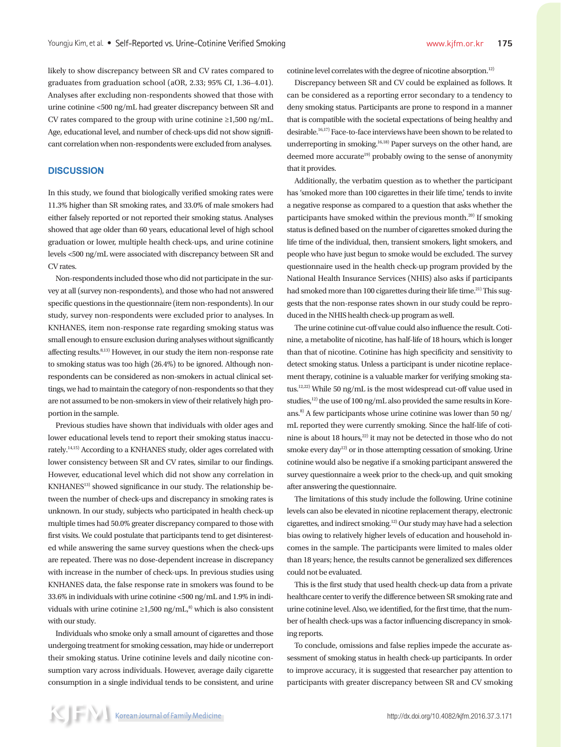likely to show discrepancy between SR and CV rates compared to graduates from graduation school (aOR, 2.33; 95% CI, 1.36–4.01). Analyses after excluding non-respondents showed that those with urine cotinine <500 ng/mL had greater discrepancy between SR and CV rates compared to the group with urine cotinine ≥1,500 ng/mL. Age, educational level, and number of check-ups did not show significant correlation when non-respondents were excluded from analyses.

## DISCUSSION

In this study, we found that biologically verified smoking rates were 11.3% higher than SR smoking rates, and 33.0% of male smokers had either falsely reported or not reported their smoking status. Analyses showed that age older than 60 years, educational level of high school graduation or lower, multiple health check-ups, and urine cotinine levels <500 ng/mL were associated with discrepancy between SR and CV rates.

Non-respondents included those who did not participate in the survey at all (survey non-respondents), and those who had not answered specific questions in the questionnaire (item non-respondents). In our study, survey non-respondents were excluded prior to analyses. In KNHANES, item non-response rate regarding smoking status was small enough to ensure exclusion during analyses without significantly affecting results.[8,13] However, in our study the item non-response rate to smoking status was too high (26.4%) to be ignored. Although non-respondents can be considered as non-smokers in actual clinical settings, we had to maintain the category of non-respondents so that they are not assumed to be non-smokers in view of their relatively high proportion in the sample.

Previous studies have shown that individuals with older ages and lower educational levels tend to report their smoking status inaccurately.[14,15] According to a KNHANES study, older ages correlated with lower consistency between SR and CV rates, similar to our findings. However, educational level which did not show any correlation in KNHANES[13] showed significance in our study. The relationship between the number of check-ups and discrepancy in smoking rates is unknown. In our study, subjects who participated in health check-up multiple times had 50.0% greater discrepancy compared to those with first visits. We could postulate that participants tend to get disinterested while answering the same survey questions when the check-ups are repeated. There was no dose-dependent increase in discrepancy with increase in the number of check-ups. In previous studies using KNHANES data, the false response rate in smokers was found to be 33.6% in individuals with urine cotinine <500 ng/mL and 1.9% in individuals with urine cotinine ≥1,500 ng/mL,[8] which is also consistent with our study.

Individuals who smoke only a small amount of cigarettes and those undergoing treatment for smoking cessation, may hide or underreport their smoking status. Urine cotinine levels and daily nicotine consumption vary across individuals. However, average daily cigarette consumption in a single individual tends to be consistent, and urine cotinine level correlates with the degree of nicotine absorption.[12]

Discrepancy between SR and CV could be explained as follows. It can be considered as a reporting error secondary to a tendency to deny smoking status. Participants are prone to respond in a manner that is compatible with the societal expectations of being healthy and desirable.[16,17] Face-to-face interviews have been shown to be related to underreporting in smoking.[16,18] Paper surveys on the other hand, are deemed more accurate[19] probably owing to the sense of anonymity that it provides.

Additionally, the verbatim question as to whether the participant has 'smoked more than 100 cigarettes in their life time,' tends to invite a negative response as compared to a question that asks whether the participants have smoked within the previous month.[20] If smoking status is defined based on the number of cigarettes smoked during the life time of the individual, then, transient smokers, light smokers, and people who have just begun to smoke would be excluded. The survey questionnaire used in the health check-up program provided by the National Health Insurance Services (NHIS) also asks if participants had smoked more than 100 cigarettes during their life time.[21] This suggests that the non-response rates shown in our study could be reproduced in the NHIS health check-up program as well.

The urine cotinine cut-off value could also influence the result. Cotinine, a metabolite of nicotine, has half-life of 18 hours, which is longer than that of nicotine. Cotinine has high specificity and sensitivity to detect smoking status. Unless a participant is under nicotine replacement therapy, cotinine is a valuable marker for verifying smoking status.[12,22] While 50 ng/mL is the most widespread cut-off value used in studies,[12] the use of 100 ng/mL also provided the same results in Koreans.[8] A few participants whose urine cotinine was lower than 50 ng/mL reported they were currently smoking. Since the half-life of cotinine is about 18 hours,[22] it may not be detected in those who do not smoke every day[12] or in those attempting cessation of smoking. Urine cotinine would also be negative if a smoking participant answered the survey questionnaire a week prior to the check-up, and quit smoking after answering the questionnaire.

The limitations of this study include the following. Urine cotinine levels can also be elevated in nicotine replacement therapy, electronic cigarettes, and indirect smoking.[12] Our study may have had a selection bias owing to relatively higher levels of education and household incomes in the sample. The participants were limited to males older than 18 years; hence, the results cannot be generalized sex differences could not be evaluated.

This is the first study that used health check-up data from a private healthcare center to verify the difference between SR smoking rate and urine cotinine level. Also, we identified, for the first time, that the number of health check-ups was a factor influencing discrepancy in smoking reports.

To conclude, omissions and false replies impede the accurate assessment of smoking status in health check-up participants. In order to improve accuracy, it is suggested that researcher pay attention to participants with greater discrepancy between SR and CV smoking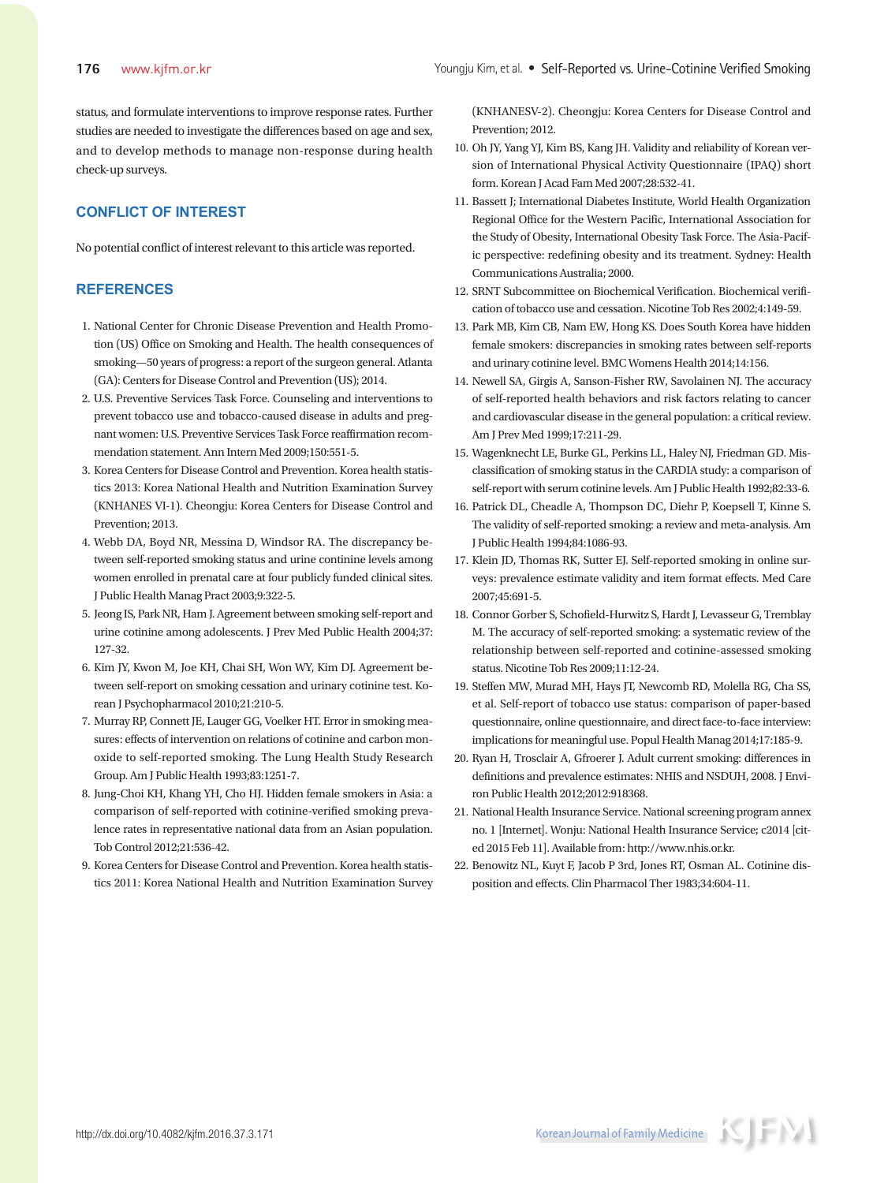status, and formulate interventions to improve response rates. Further studies are needed to investigate the differences based on age and sex, and to develop methods to manage non-response during health check-up surveys.

## CONFLICT OF INTEREST

No potential conflict of interest relevant to this article was reported.

## REFERENCES

1. National Center for Chronic Disease Prevention and Health Promotion (US) Office on Smoking and Health. The health consequences of smoking—50 years of progress: a report of the surgeon general. Atlanta (GA): Centers for Disease Control and Prevention (US); 2014.
2. U.S. Preventive Services Task Force. Counseling and interventions to prevent tobacco use and tobacco-caused disease in adults and pregnant women: U.S. Preventive Services Task Force reaffirmation recommendation statement. Ann Intern Med 2009;150:551-5.
3. Korea Centers for Disease Control and Prevention. Korea health statistics 2013: Korea National Health and Nutrition Examination Survey (KNHANES VI-1). Cheongju: Korea Centers for Disease Control and Prevention; 2013.
4. Webb DA, Boyd NR, Messina D, Windsor RA. The discrepancy between self-reported smoking status and urine continine levels among women enrolled in prenatal care at four publicly funded clinical sites. J Public Health Manag Pract 2003;9:322-5.
5. Jeong IS, Park NR, Ham J. Agreement between smoking self-report and urine cotinine among adolescents. J Prev Med Public Health 2004;37:127-32.
6. Kim JY, Kwon M, Joe KH, Chai SH, Won WY, Kim DJ. Agreement between self-report on smoking cessation and urinary cotinine test. Korean J Psychopharmacol 2010;21:210-5.
7. Murray RP, Connett JE, Lauger GG, Voelker HT. Error in smoking measures: effects of intervention on relations of cotinine and carbon monoxide to self-reported smoking. The Lung Health Study Research Group. Am J Public Health 1993;83:1251-7.
8. Jung-Choi KH, Khang YH, Cho HJ. Hidden female smokers in Asia: a comparison of self-reported with cotinine-verified smoking prevalence rates in representative national data from an Asian population. Tob Control 2012;21:536-42.
9. Korea Centers for Disease Control and Prevention. Korea health statistics 2011: Korea National Health and Nutrition Examination Survey (KNHANESV-2). Cheongju: Korea Centers for Disease Control and Prevention; 2012.
10. Oh JY, Yang YJ, Kim BS, Kang JH. Validity and reliability of Korean version of International Physical Activity Questionnaire (IPAQ) short form. Korean J Acad Fam Med 2007;28:532-41.
11. Bassett J; International Diabetes Institute, World Health Organization Regional Office for the Western Pacific, International Association for the Study of Obesity, International Obesity Task Force. The Asia-Pacific perspective: redefining obesity and its treatment. Sydney: Health Communications Australia; 2000.
12. SRNT Subcommittee on Biochemical Verification. Biochemical verification of tobacco use and cessation. Nicotine Tob Res 2002;4:149-59.
13. Park MB, Kim CB, Nam EW, Hong KS. Does South Korea have hidden female smokers: discrepancies in smoking rates between self-reports and urinary cotinine level. BMC Womens Health 2014;14:156.
14. Newell SA, Girgis A, Sanson-Fisher RW, Savolainen NJ. The accuracy of self-reported health behaviors and risk factors relating to cancer and cardiovascular disease in the general population: a critical review. Am J Prev Med 1999;17:211-29.
15. Wagenknecht LE, Burke GL, Perkins LL, Haley NJ, Friedman GD. Misclassification of smoking status in the CARDIA study: a comparison of self-report with serum cotinine levels. Am J Public Health 1992;82:33-6.
16. Patrick DL, Cheadle A, Thompson DC, Diehr P, Koepsell T, Kinne S. The validity of self-reported smoking: a review and meta-analysis. Am J Public Health 1994;84:1086-93.
17. Klein JD, Thomas RK, Sutter EJ. Self-reported smoking in online surveys: prevalence estimate validity and item format effects. Med Care 2007;45:691-5.
18. Connor Gorber S, Schofield-Hurwitz S, Hardt J, Levasseur G, Tremblay M. The accuracy of self-reported smoking: a systematic review of the relationship between self-reported and cotinine-assessed smoking status. Nicotine Tob Res 2009;11:12-24.
19. Steffen MW, Murad MH, Hays JT, Newcomb RD, Molella RG, Cha SS, et al. Self-report of tobacco use status: comparison of paper-based questionnaire, online questionnaire, and direct face-to-face interview: implications for meaningful use. Popul Health Manag 2014;17:185-9.
20. Ryan H, Trosclair A, Gfroerer J. Adult current smoking: differences in definitions and prevalence estimates: NHIS and NSDUH, 2008. J Environ Public Health 2012;2012:918368.
21. National Health Insurance Service. National screening program annex no. 1 [Internet]. Wonju: National Health Insurance Service; c2014 [cited 2015 Feb 11]. Available from: http://www.nhis.or.kr.
22. Benowitz NL, Kuyt F, Jacob P 3rd, Jones RT, Osman AL. Cotinine disposition and effects. Clin Pharmacol Ther 1983;34:604-11.